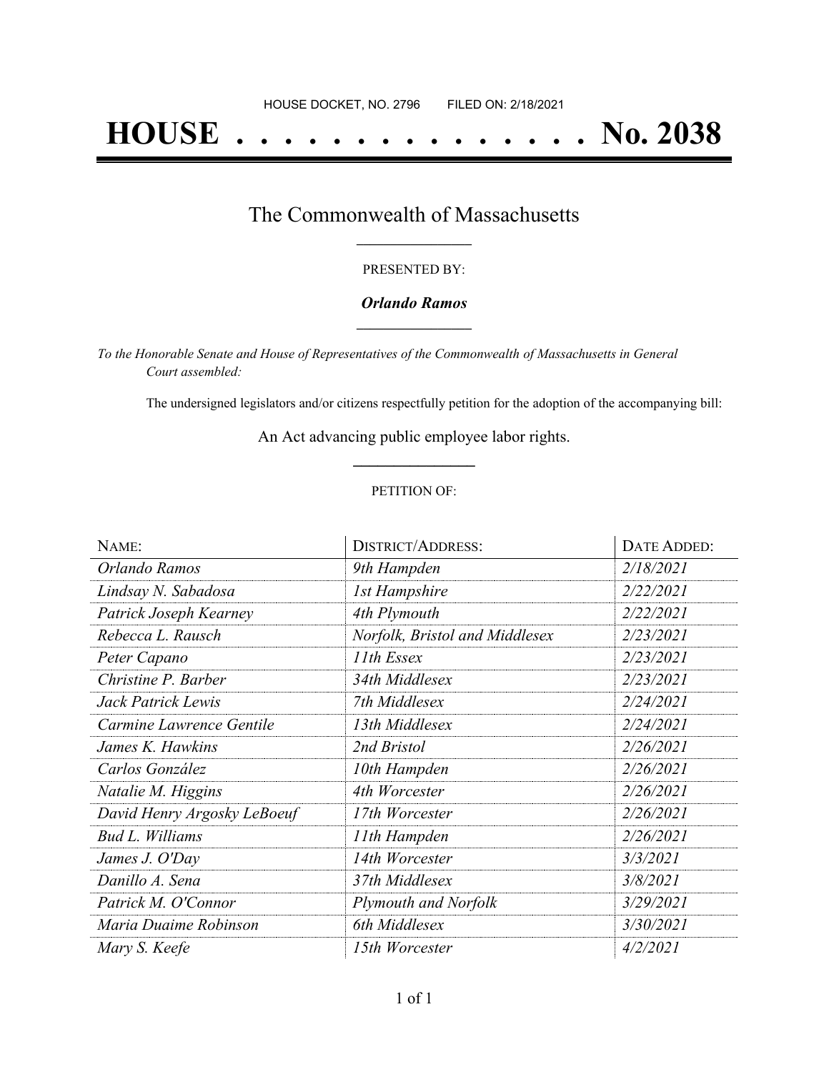HOUSE DOCKET, NO. 2796 FILED ON: 2/18/2021

# HOUSE . . . . . . . . . . . . . . . No. 2038

## The Commonwealth of Massachusetts

PRESENTED BY:

***Orlando Ramos***

*To the Honorable Senate and House of Representatives of the Commonwealth of Massachusetts in General Court assembled:*

The undersigned legislators and/or citizens respectfully petition for the adoption of the accompanying bill:

An Act advancing public employee labor rights.

PETITION OF:

| NAME: | DISTRICT/ADDRESS: | DATE ADDED: |
|---|---|---|
| *Orlando Ramos* | *9th Hampden* | *2/18/2021* |
| *Lindsay N. Sabadosa* | *1st Hampshire* | *2/22/2021* |
| *Patrick Joseph Kearney* | *4th Plymouth* | *2/22/2021* |
| *Rebecca L. Rausch* | *Norfolk, Bristol and Middlesex* | *2/23/2021* |
| *Peter Capano* | *11th Essex* | *2/23/2021* |
| *Christine P. Barber* | *34th Middlesex* | *2/23/2021* |
| *Jack Patrick Lewis* | *7th Middlesex* | *2/24/2021* |
| *Carmine Lawrence Gentile* | *13th Middlesex* | *2/24/2021* |
| *James K. Hawkins* | *2nd Bristol* | *2/26/2021* |
| *Carlos González* | *10th Hampden* | *2/26/2021* |
| *Natalie M. Higgins* | *4th Worcester* | *2/26/2021* |
| *David Henry Argosky LeBoeuf* | *17th Worcester* | *2/26/2021* |
| *Bud L. Williams* | *11th Hampden* | *2/26/2021* |
| *James J. O'Day* | *14th Worcester* | *3/3/2021* |
| *Danillo A. Sena* | *37th Middlesex* | *3/8/2021* |
| *Patrick M. O'Connor* | *Plymouth and Norfolk* | *3/29/2021* |
| *Maria Duaime Robinson* | *6th Middlesex* | *3/30/2021* |
| *Mary S. Keefe* | *15th Worcester* | *4/2/2021* |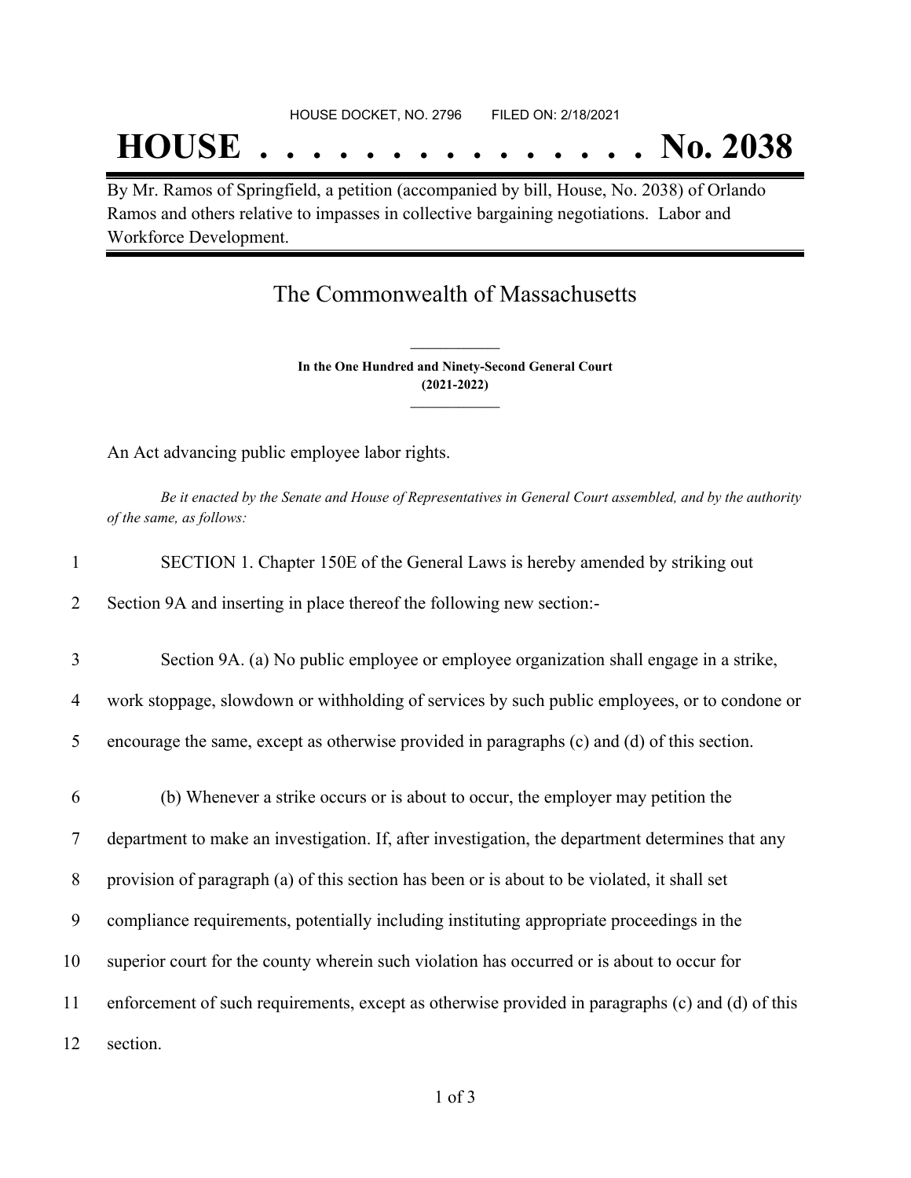HOUSE DOCKET, NO. 2796 FILED ON: 2/18/2021

# HOUSE . . . . . . . . . . . . . . . No. 2038

By Mr. Ramos of Springfield, a petition (accompanied by bill, House, No. 2038) of Orlando Ramos and others relative to impasses in collective bargaining negotiations. Labor and Workforce Development.

## The Commonwealth of Massachusetts

**In the One Hundred and Ninety-Second General Court**
**(2021-2022)**

An Act advancing public employee labor rights.

*Be it enacted by the Senate and House of Representatives in General Court assembled, and by the authority of the same, as follows:*

1 SECTION 1. Chapter 150E of the General Laws is hereby amended by striking out
2 Section 9A and inserting in place thereof the following new section:-

3 Section 9A. (a) No public employee or employee organization shall engage in a strike,
4 work stoppage, slowdown or withholding of services by such public employees, or to condone or
5 encourage the same, except as otherwise provided in paragraphs (c) and (d) of this section.

6 (b) Whenever a strike occurs or is about to occur, the employer may petition the
7 department to make an investigation. If, after investigation, the department determines that any
8 provision of paragraph (a) of this section has been or is about to be violated, it shall set
9 compliance requirements, potentially including instituting appropriate proceedings in the
10 superior court for the county wherein such violation has occurred or is about to occur for
11 enforcement of such requirements, except as otherwise provided in paragraphs (c) and (d) of this
12 section.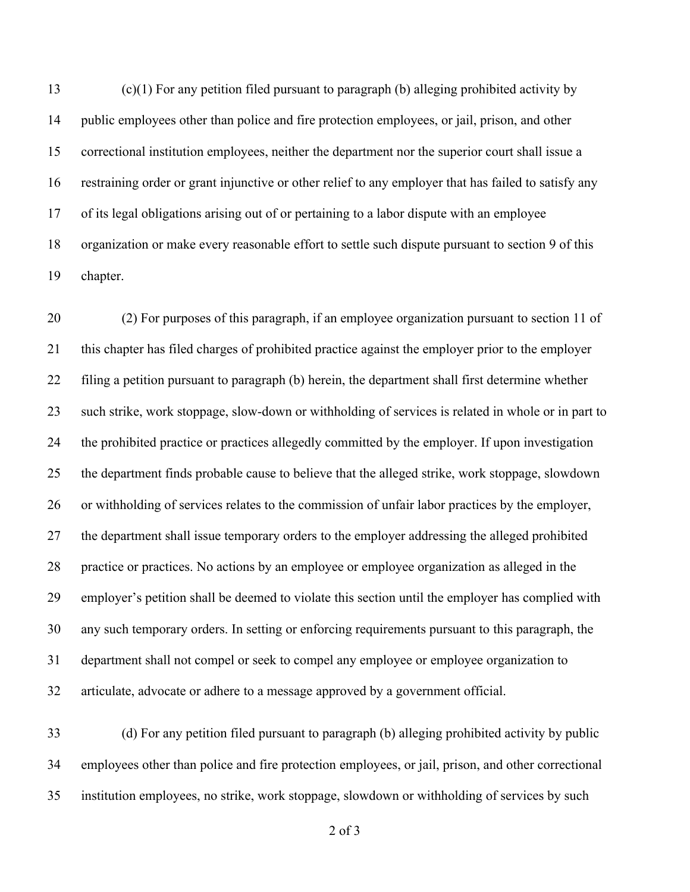(c)(1) For any petition filed pursuant to paragraph (b) alleging prohibited activity by public employees other than police and fire protection employees, or jail, prison, and other correctional institution employees, neither the department nor the superior court shall issue a restraining order or grant injunctive or other relief to any employer that has failed to satisfy any of its legal obligations arising out of or pertaining to a labor dispute with an employee organization or make every reasonable effort to settle such dispute pursuant to section 9 of this chapter.

(2) For purposes of this paragraph, if an employee organization pursuant to section 11 of this chapter has filed charges of prohibited practice against the employer prior to the employer filing a petition pursuant to paragraph (b) herein, the department shall first determine whether such strike, work stoppage, slow-down or withholding of services is related in whole or in part to the prohibited practice or practices allegedly committed by the employer. If upon investigation the department finds probable cause to believe that the alleged strike, work stoppage, slowdown or withholding of services relates to the commission of unfair labor practices by the employer, the department shall issue temporary orders to the employer addressing the alleged prohibited practice or practices. No actions by an employee or employee organization as alleged in the employer's petition shall be deemed to violate this section until the employer has complied with any such temporary orders. In setting or enforcing requirements pursuant to this paragraph, the department shall not compel or seek to compel any employee or employee organization to articulate, advocate or adhere to a message approved by a government official.

(d) For any petition filed pursuant to paragraph (b) alleging prohibited activity by public employees other than police and fire protection employees, or jail, prison, and other correctional institution employees, no strike, work stoppage, slowdown or withholding of services by such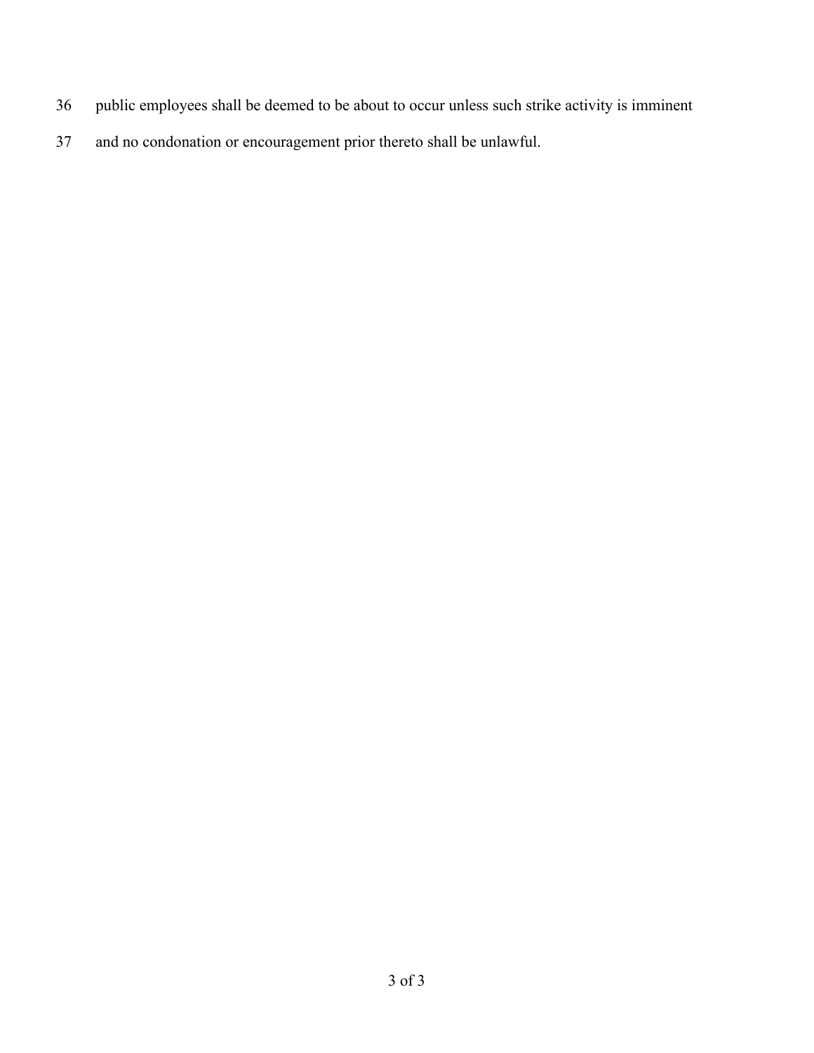36 public employees shall be deemed to be about to occur unless such strike activity is imminent

37 and no condonation or encouragement prior thereto shall be unlawful.